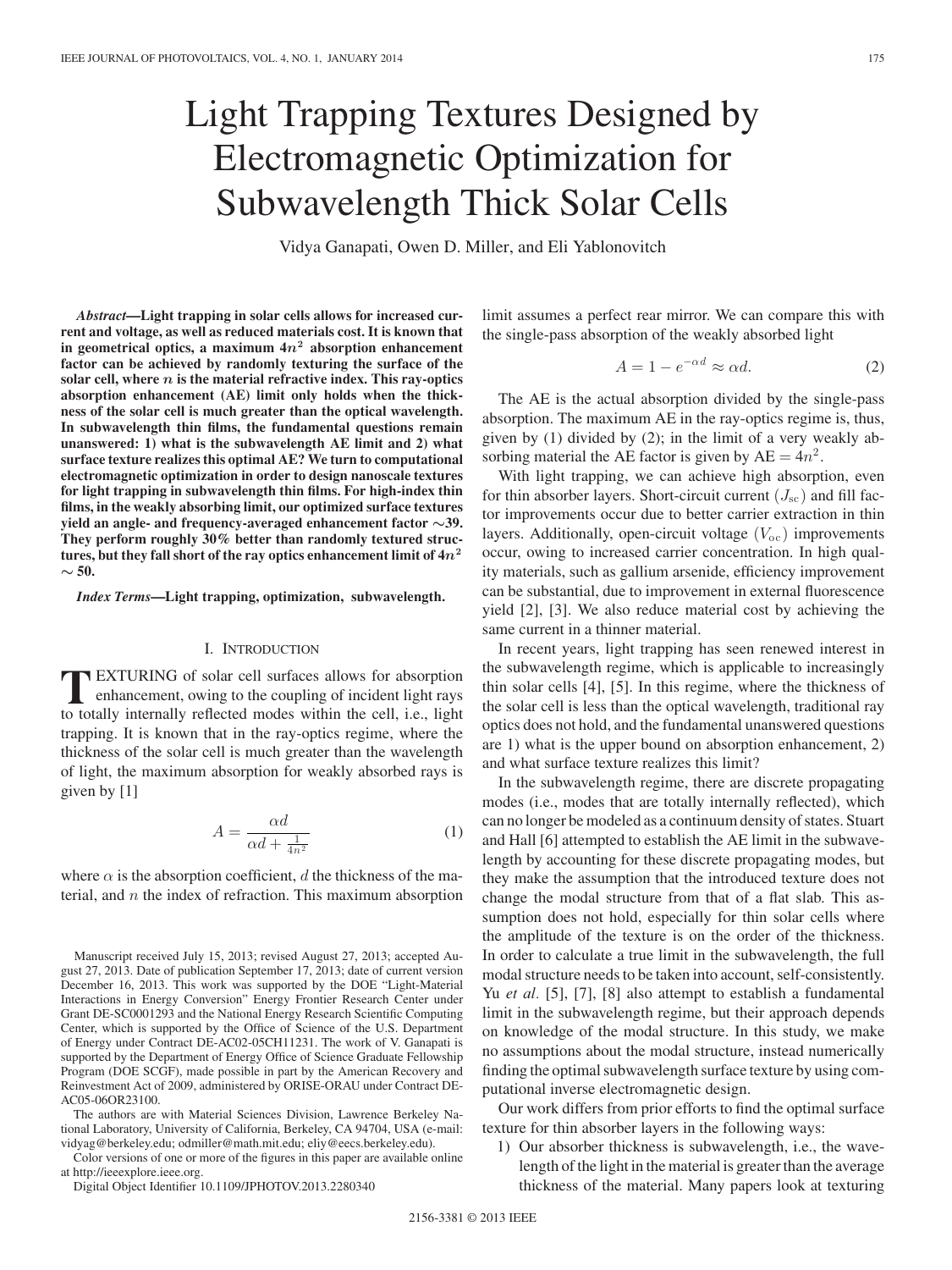# Light Trapping Textures Designed by Electromagnetic Optimization for Subwavelength Thick Solar Cells

Vidya Ganapati, Owen D. Miller, and Eli Yablonovitch

***Abstract*—Light trapping in solar cells allows for increased current and voltage, as well as reduced materials cost. It is known that in geometrical optics, a maximum $4n^2$ absorption enhancement factor can be achieved by randomly texturing the surface of the solar cell, where $n$ is the material refractive index. This ray-optics absorption enhancement (AE) limit only holds when the thickness of the solar cell is much greater than the optical wavelength. In subwavelength thin films, the fundamental questions remain unanswered: 1) what is the subwavelength AE limit and 2) what surface texture realizes this optimal AE? We turn to computational electromagnetic optimization in order to design nanoscale textures for light trapping in subwavelength thin films. For high-index thin films, in the weakly absorbing limit, our optimized surface textures yield an angle- and frequency-averaged enhancement factor ∼39. They perform roughly 30% better than randomly textured structures, but they fall short of the ray optics enhancement limit of $4n^2$ ∼ 50.**

***Index Terms*—Light trapping, optimization, subwavelength.**

## I. Introduction

Texturing of solar cell surfaces allows for absorption enhancement, owing to the coupling of incident light rays to totally internally reflected modes within the cell, i.e., light trapping. It is known that in the ray-optics regime, where the thickness of the solar cell is much greater than the wavelength of light, the maximum absorption for weakly absorbed rays is given by [1]

$$A = \frac{\alpha d}{\alpha d + \frac{1}{4n^2}} \tag{1}$$

where $\alpha$ is the absorption coefficient, $d$ the thickness of the material, and $n$ the index of refraction. This maximum absorption limit assumes a perfect rear mirror. We can compare this with the single-pass absorption of the weakly absorbed light

$$A = 1 - e^{-\alpha d} \approx \alpha d. \tag{2}$$

The AE is the actual absorption divided by the single-pass absorption. The maximum AE in the ray-optics regime is, thus, given by (1) divided by (2); in the limit of a very weakly absorbing material the AE factor is given by AE $= 4n^2$.

With light trapping, we can achieve high absorption, even for thin absorber layers. Short-circuit current ($J_{\text{sc}}$) and fill factor improvements occur due to better carrier extraction in thin layers. Additionally, open-circuit voltage ($V_{\text{oc}}$) improvements occur, owing to increased carrier concentration. In high quality materials, such as gallium arsenide, efficiency improvement can be substantial, due to improvement in external fluorescence yield [2], [3]. We also reduce material cost by achieving the same current in a thinner material.

In recent years, light trapping has seen renewed interest in the subwavelength regime, which is applicable to increasingly thin solar cells [4], [5]. In this regime, where the thickness of the solar cell is less than the optical wavelength, traditional ray optics does not hold, and the fundamental unanswered questions are 1) what is the upper bound on absorption enhancement, 2) and what surface texture realizes this limit?

In the subwavelength regime, there are discrete propagating modes (i.e., modes that are totally internally reflected), which can no longer be modeled as a continuum density of states. Stuart and Hall [6] attempted to establish the AE limit in the subwavelength regime by accounting for these discrete propagating modes, but they make the assumption that the introduced texture does not change the modal structure from that of a flat slab. This assumption does not hold, especially for thin solar cells where the amplitude of the texture is on the order of the thickness. In order to calculate a true limit in the subwavelength, the full modal structure needs to be taken into account, self-consistently. Yu *et al.* [5], [7], [8] also attempt to establish a fundamental limit in the subwavelength regime, but their approach depends on knowledge of the modal structure. In this study, we make no assumptions about the modal structure, instead numerically finding the optimal subwavelength surface texture by using computational inverse electromagnetic design.

Our work differs from prior efforts to find the optimal surface texture for thin absorber layers in the following ways:

1) Our absorber thickness is subwavelength, i.e., the wavelength of the light in the material is greater than the average thickness of the material. Many papers look at texturing

---

Manuscript received July 15, 2013; revised August 27, 2013; accepted August 27, 2013. Date of publication September 17, 2013; date of current version December 16, 2013. This work was supported by the DOE "Light-Material Interactions in Energy Conversion" Energy Frontier Research Center under Grant DE-SC0001293 and the National Energy Research Scientific Computing Center, which is supported by the Office of Science of the U.S. Department of Energy under Contract DE-AC02-05CH11231. The work of V. Ganapati is supported by the Department of Energy Office of Science Graduate Fellowship Program (DOE SCGF), made possible in part by the American Recovery and Reinvestment Act of 2009, administered by ORISE-ORAU under Contract DE-AC05-06OR23100.

The authors are with Material Sciences Division, Lawrence Berkeley National Laboratory, University of California, Berkeley, CA 94704, USA (e-mail: vidyag@berkeley.edu; odmiller@math.mit.edu; eliy@eecs.berkeley.edu).

Color versions of one or more of the figures in this paper are available online at http://ieeexplore.ieee.org.

Digital Object Identifier 10.1109/JPHOTOV.2013.2280340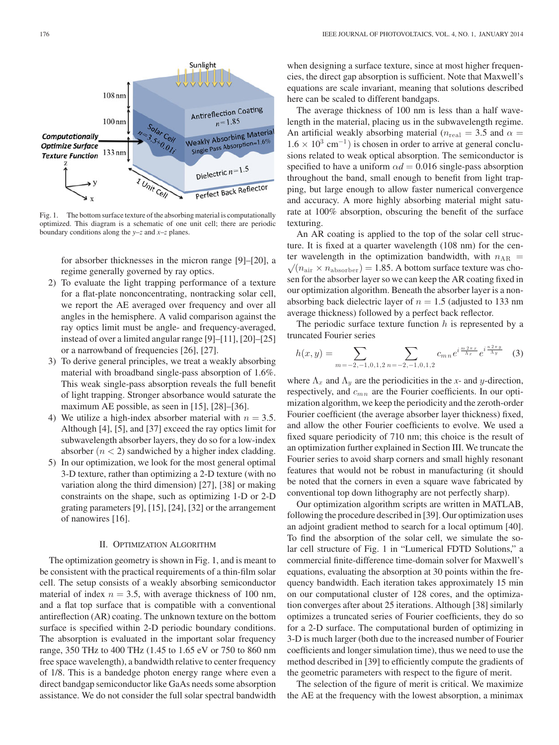Fig. 1. The bottom surface texture of the absorbing material is computationally optimized. This diagram is a schematic of one unit cell; there are periodic boundary conditions along the $y$–$z$ and $x$–$z$ planes.

for absorber thicknesses in the micron range [9]–[20], a regime generally governed by ray optics.

2) To evaluate the light trapping performance of a texture for a flat-plate nonconcentrating, nontracking solar cell, we report the AE averaged over frequency and over all angles in the hemisphere. A valid comparison against the ray optics limit must be angle- and frequency-averaged, instead of over a limited angular range [9]–[11], [20]–[25] or a narrowband of frequencies [26], [27].
3) To derive general principles, we treat a weakly absorbing material with broadband single-pass absorption of 1.6%. This weak single-pass absorption reveals the full benefit of light trapping. Stronger absorbance would saturate the maximum AE possible, as seen in [15], [28]–[36].
4) We utilize a high-index absorber material with $n = 3.5$. Although [4], [5], and [37] exceed the ray optics limit for subwavelength absorber layers, they do so for a low-index absorber ($n < 2$) sandwiched by a higher index cladding.
5) In our optimization, we look for the most general optimal 3-D texture, rather than optimizing a 2-D texture (with no variation along the third dimension) [27], [38] or making constraints on the shape, such as optimizing 1-D or 2-D grating parameters [9], [15], [24], [32] or the arrangement of nanowires [16].

## II. Optimization Algorithm

The optimization geometry is shown in Fig. 1, and is meant to be consistent with the practical requirements of a thin-film solar cell. The setup consists of a weakly absorbing semiconductor material of index $n = 3.5$, with average thickness of 100 nm, and a flat top surface that is compatible with a conventional antireflection (AR) coating. The unknown texture on the bottom surface is specified within 2-D periodic boundary conditions. The absorption is evaluated in the important solar frequency range, 350 THz to 400 THz (1.45 to 1.65 eV or 750 to 860 nm free space wavelength), a bandwidth relative to center frequency of 1/8. This is a bandedge photon energy range where even a direct bandgap semiconductor like GaAs needs some absorption assistance. We do not consider the full solar spectral bandwidth when designing a surface texture, since at most higher frequencies, the direct gap absorption is sufficient. Note that Maxwell's equations are scale invariant, meaning that solutions described here can be scaled to different bandgaps.

The average thickness of 100 nm is less than a half wavelength in the material, placing us in the subwavelength regime. An artificial weakly absorbing material ($n_{\mathrm{real}} = 3.5$ and $\alpha = 1.6 \times 10^3$ cm$^{-1}$) is chosen in order to arrive at general conclusions related to weak optical absorption. The semiconductor is specified to have a uniform $\alpha d = 0.016$ single-pass absorption throughout the band, small enough to benefit from light trapping, but large enough to allow faster numerical convergence and accuracy. A more highly absorbing material might saturate at 100% absorption, obscuring the benefit of the surface texturing.

An AR coating is applied to the top of the solar cell structure. It is fixed at a quarter wavelength (108 nm) for the center wavelength in the optimization bandwidth, with $n_{\mathrm{AR}} = \sqrt{(n_{\mathrm{air}} \times n_{\mathrm{absorber}})} = 1.85$. A bottom surface texture was chosen for the absorber layer so we can keep the AR coating fixed in our optimization algorithm. Beneath the absorber layer is a nonabsorbing back dielectric layer of $n = 1.5$ (adjusted to 133 nm average thickness) followed by a perfect back reflector.

The periodic surface texture function $h$ is represented by a truncated Fourier series

$$h(x, y) = \sum_{m=-2,-1,0,1,2} \sum_{n=-2,-1,0,1,2} c_{mn} e^{i\frac{m2\pi x}{\Lambda_x}} e^{i\frac{n2\pi y}{\Lambda_y}} \quad (3)$$

where $\Lambda_x$ and $\Lambda_y$ are the periodicities in the $x$- and $y$-direction, respectively, and $c_{mn}$ are the Fourier coefficients. In our optimization algorithm, we keep the periodicity and the zeroth-order Fourier coefficient (the average absorber layer thickness) fixed, and allow the other Fourier coefficients to evolve. We used a fixed square periodicity of 710 nm; this choice is the result of an optimization further explained in Section III. We truncate the Fourier series to avoid sharp corners and small highly resonant features that would not be robust in manufacturing (it should be noted that the corners in even a square wave fabricated by conventional top down lithography are not perfectly sharp).

Our optimization algorithm scripts are written in MATLAB, following the procedure described in [39]. Our optimization uses an adjoint gradient method to search for a local optimum [40]. To find the absorption of the solar cell, we simulate the solar cell structure of Fig. 1 in "Lumerical FDTD Solutions," a commercial finite-difference time-domain solver for Maxwell's equations, evaluating the absorption at 30 points within the frequency bandwidth. Each iteration takes approximately 15 min on our computational cluster of 128 cores, and the optimization converges after about 25 iterations. Although [38] similarly optimizes a truncated series of Fourier coefficients, they do so for a 2-D surface. The computational burden of optimizing in 3-D is much larger (both due to the increased number of Fourier coefficients and longer simulation time), thus we need to use the method described in [39] to efficiently compute the gradients of the geometric parameters with respect to the figure of merit.

The selection of the figure of merit is critical. We maximize the AE at the frequency with the lowest absorption, a minimax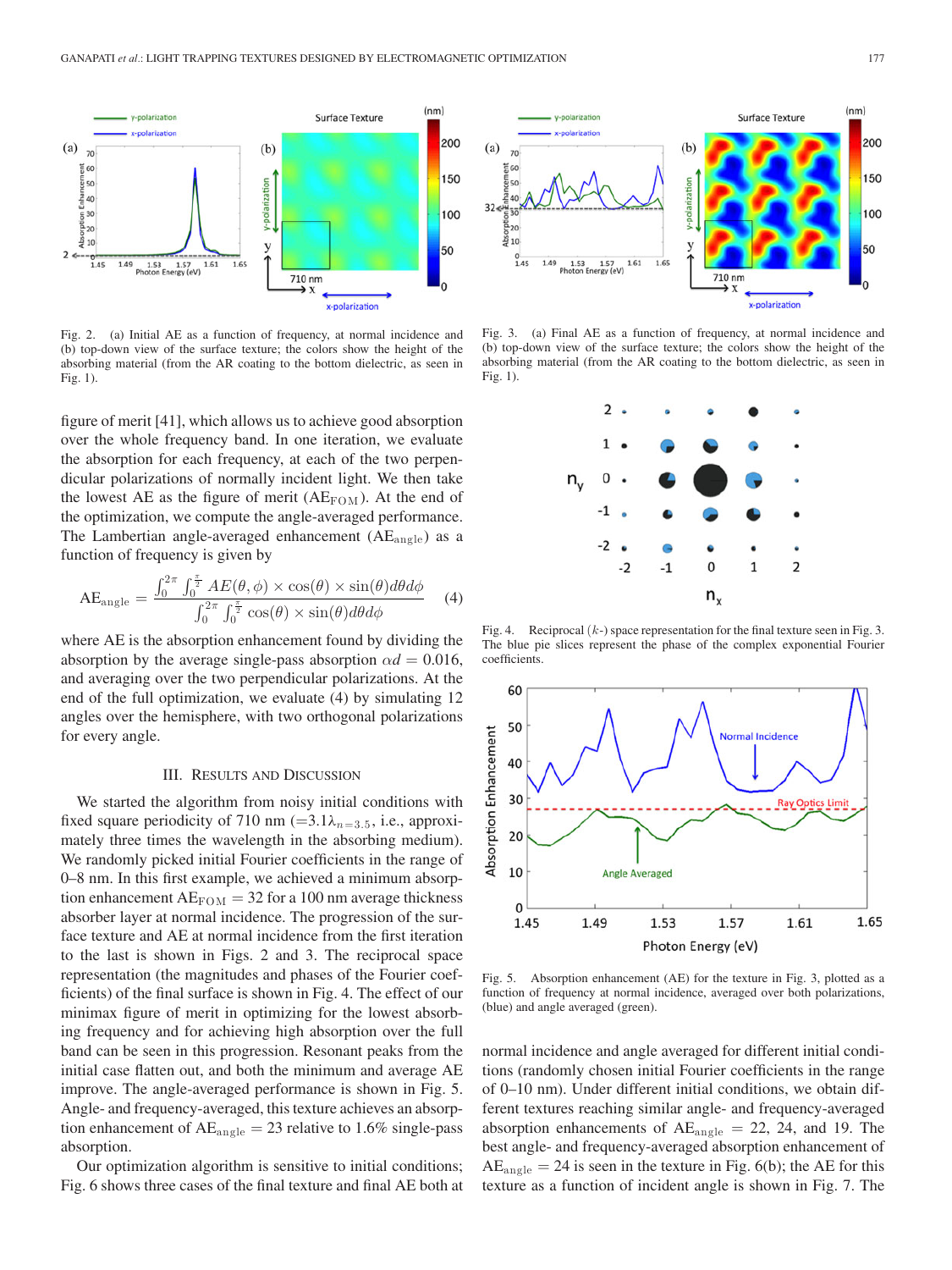Fig. 2. (a) Initial AE as a function of frequency, at normal incidence and (b) top-down view of the surface texture; the colors show the height of the absorbing material (from the AR coating to the bottom dielectric, as seen in Fig. 1).

Fig. 3. (a) Final AE as a function of frequency, at normal incidence and (b) top-down view of the surface texture; the colors show the height of the absorbing material (from the AR coating to the bottom dielectric, as seen in Fig. 1).

figure of merit [41], which allows us to achieve good absorption over the whole frequency band. In one iteration, we evaluate the absorption for each frequency, at each of the two perpendicular polarizations of normally incident light. We then take the lowest AE as the figure of merit ($\mathrm{AE_{FOM}}$). At the end of the optimization, we compute the angle-averaged performance. The Lambertian angle-averaged enhancement ($\mathrm{AE_{angle}}$) as a function of frequency is given by

$$\mathrm{AE_{angle}} = \frac{\int_0^{2\pi} \int_0^{\frac{\pi}{2}} AE(\theta, \phi) \times \cos(\theta) \times \sin(\theta) d\theta d\phi}{\int_0^{2\pi} \int_0^{\frac{\pi}{2}} \cos(\theta) \times \sin(\theta) d\theta d\phi} \quad (4)$$

where AE is the absorption enhancement found by dividing the absorption by the average single-pass absorption $\alpha d = 0.016$, and averaging over the two perpendicular polarizations. At the end of the full optimization, we evaluate (4) by simulating 12 angles over the hemisphere, with two orthogonal polarizations for every angle.

## III. Results and Discussion

We started the algorithm from noisy initial conditions with fixed square periodicity of 710 nm ($=3.1\lambda_{n=3.5}$, i.e., approximately three times the wavelength in the absorbing medium). We randomly picked initial Fourier coefficients in the range of 0–8 nm. In this first example, we achieved a minimum absorption enhancement $\mathrm{AE_{FOM}} = 32$ for a 100 nm average thickness absorber layer at normal incidence. The progression of the surface texture and AE at normal incidence from the first iteration to the last is shown in Figs. 2 and 3. The reciprocal space representation (the magnitudes and phases of the Fourier coefficients) of the final surface is shown in Fig. 4. The effect of our minimax figure of merit in optimizing for the lowest absorbing frequency and for achieving high absorption over the full band can be seen in this progression. Resonant peaks from the initial case flatten out, and both the minimum and average AE improve. The angle-averaged performance is shown in Fig. 5. Angle- and frequency-averaged, this texture achieves an absorption enhancement of $\mathrm{AE_{angle}} = 23$ relative to 1.6% single-pass absorption.

Our optimization algorithm is sensitive to initial conditions; Fig. 6 shows three cases of the final texture and final AE both at normal incidence and angle averaged for different initial conditions (randomly chosen initial Fourier coefficients in the range of 0–10 nm). Under different initial conditions, we obtain different textures reaching similar angle- and frequency-averaged absorption enhancements of $\mathrm{AE_{angle}} = 22$, 24, and 19. The best angle- and frequency-averaged absorption enhancement of $\mathrm{AE_{angle}} = 24$ is seen in the texture in Fig. 6(b); the AE for this texture as a function of incident angle is shown in Fig. 7. The

Fig. 4. Reciprocal ($k$-) space representation for the final texture seen in Fig. 3. The blue pie slices represent the phase of the complex exponential Fourier coefficients.

Fig. 5. Absorption enhancement (AE) for the texture in Fig. 3, plotted as a function of frequency at normal incidence, averaged over both polarizations, (blue) and angle averaged (green).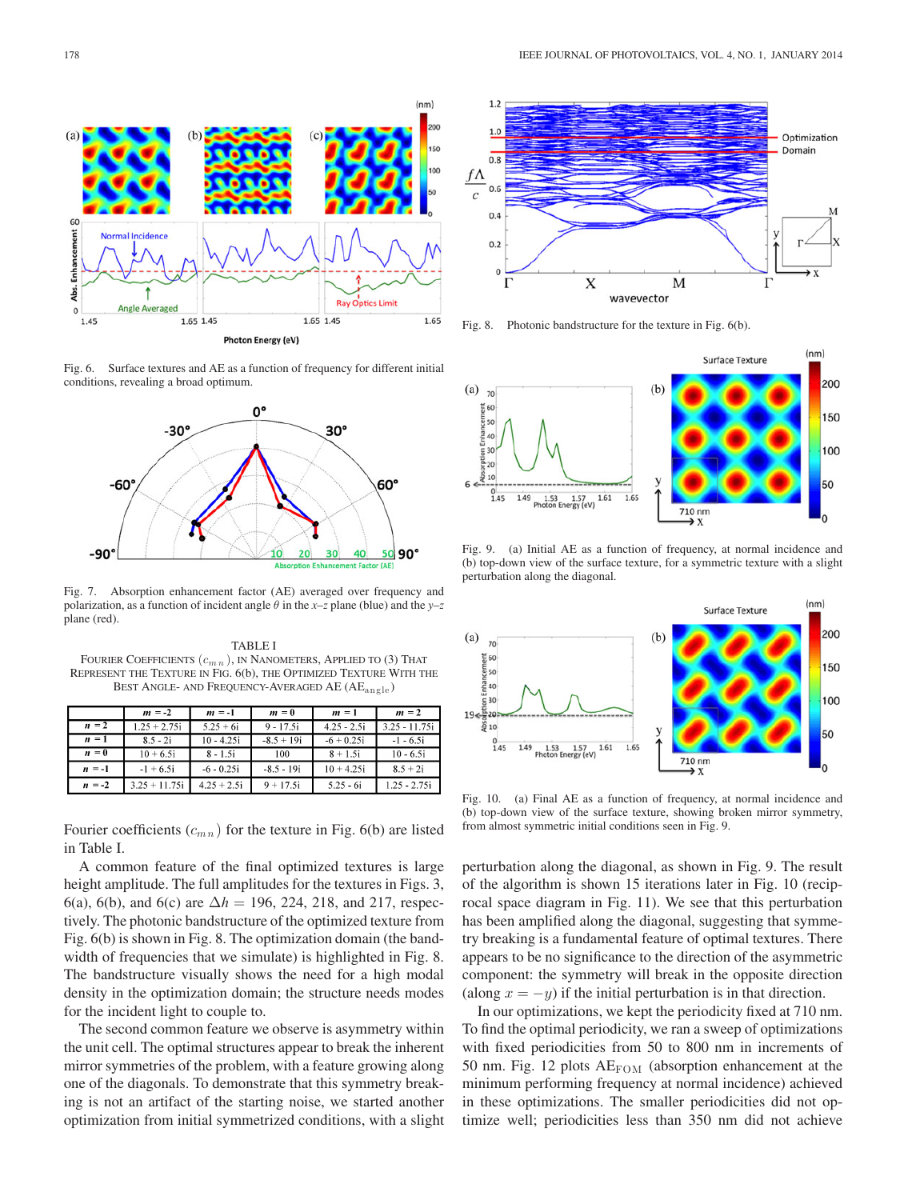Fig. 6. Surface textures and AE as a function of frequency for different initial conditions, revealing a broad optimum.

Fig. 7. Absorption enhancement factor (AE) averaged over frequency and polarization, as a function of incident angle $\theta$ in the $x$–$z$ plane (blue) and the $y$–$z$ plane (red).

TABLE I
FOURIER COEFFICIENTS ($c_{mn}$), IN NANOMETERS, APPLIED TO (3) THAT REPRESENT THE TEXTURE IN FIG. 6(b), THE OPTIMIZED TEXTURE WITH THE BEST ANGLE- AND FREQUENCY-AVERAGED AE ($AE_{angle}$)

| | $m$ = -2 | $m$ = -1 | $m$ = 0 | $m$ = 1 | $m$ = 2 |
|---|---|---|---|---|---|
| $n$ = 2 | 1.25 + 2.75i | 5.25 + 6i | 9 - 17.5i | 4.25 - 2.5i | 3.25 - 11.75i |
| $n$ = 1 | 8.5 - 2i | 10 - 4.25i | -8.5 + 19i | -6 + 0.25i | -1 - 6.5i |
| $n$ = 0 | 10 + 6.5i | 8 - 1.5i | 100 | 8 + 1.5i | 10 - 6.5i |
| $n$ = -1 | -1 + 6.5i | -6 - 0.25i | -8.5 - 19i | 10 + 4.25i | 8.5 + 2i |
| $n$ = -2 | 3.25 + 11.75i | 4.25 + 2.5i | 9 + 17.5i | 5.25 - 6i | 1.25 - 2.75i |

Fourier coefficients ($c_{mn}$) for the texture in Fig. 6(b) are listed in Table I.

A common feature of the final optimized textures is large height amplitude. The full amplitudes for the textures in Figs. 3, 6(a), 6(b), and 6(c) are $\Delta h = 196$, 224, 218, and 217, respectively. The photonic bandstructure of the optimized texture from Fig. 6(b) is shown in Fig. 8. The optimization domain (the bandwidth of frequencies that we simulate) is highlighted in Fig. 8. The bandstructure visually shows the need for a high modal density in the optimization domain; the structure needs modes for the incident light to couple to.

The second common feature we observe is asymmetry within the unit cell. The optimal structures appear to break the inherent mirror symmetries of the problem, with a feature growing along one of the diagonals. To demonstrate that this symmetry breaking is not an artifact of the starting noise, we started another optimization from initial symmetrized conditions, with a slight

Fig. 8. Photonic bandstructure for the texture in Fig. 6(b).

Fig. 9. (a) Initial AE as a function of frequency, at normal incidence and (b) top-down view of the surface texture, for a symmetric texture with a slight perturbation along the diagonal.

Fig. 10. (a) Final AE as a function of frequency, at normal incidence and (b) top-down view of the surface texture, showing broken mirror symmetry, from almost symmetric initial conditions seen in Fig. 9.

perturbation along the diagonal, as shown in Fig. 9. The result of the algorithm is shown 15 iterations later in Fig. 10 (reciprocal space diagram in Fig. 11). We see that this perturbation has been amplified along the diagonal, suggesting that symmetry breaking is a fundamental feature of optimal textures. There appears to be no significance to the direction of the asymmetric component: the symmetry will break in the opposite direction (along $x = -y$) if the initial perturbation is in that direction.

In our optimizations, we kept the periodicity fixed at 710 nm. To find the optimal periodicity, we ran a sweep of optimizations with fixed periodicities from 50 to 800 nm in increments of 50 nm. Fig. 12 plots $AE_{FOM}$ (absorption enhancement at the minimum performing frequency at normal incidence) achieved in these optimizations. The smaller periodicities did not optimize well; periodicities less than 350 nm did not achieve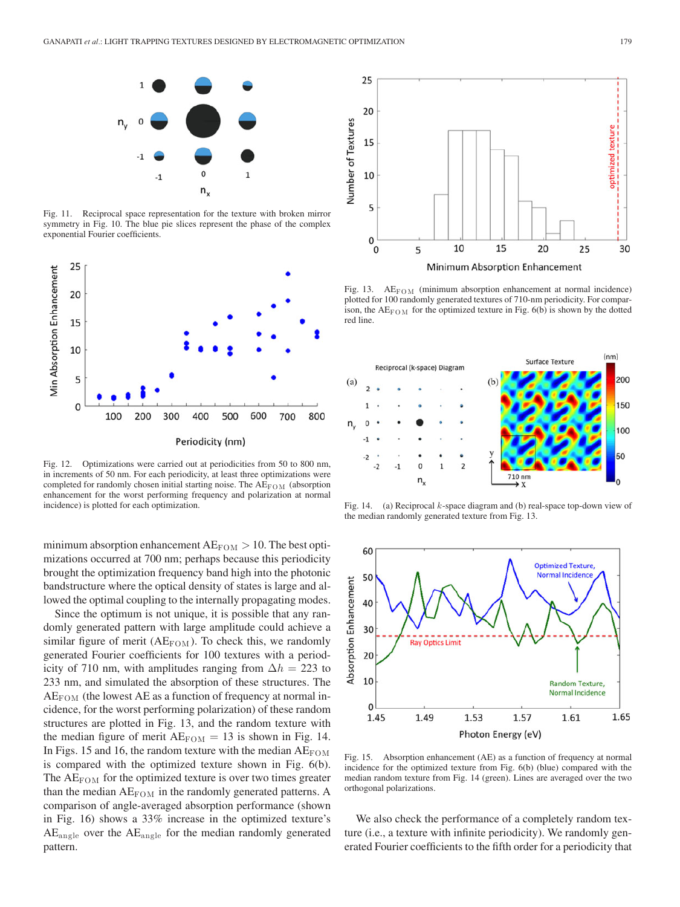Fig. 11. Reciprocal space representation for the texture with broken mirror symmetry in Fig. 10. The blue pie slices represent the phase of the complex exponential Fourier coefficients.

Fig. 12. Optimizations were carried out at periodicities from 50 to 800 nm, in increments of 50 nm. For each periodicity, at least three optimizations were completed for randomly chosen initial starting noise. The $AE_{FOM}$ (absorption enhancement for the worst performing frequency and polarization at normal incidence) is plotted for each optimization.

minimum absorption enhancement $AE_{FOM} > 10$. The best optimizations occurred at 700 nm; perhaps because this periodicity brought the optimization frequency band high into the photonic bandstructure where the optical density of states is large and allowed the optimal coupling to the internally propagating modes.

Since the optimum is not unique, it is possible that any randomly generated pattern with large amplitude could achieve a similar figure of merit ($AE_{FOM}$). To check this, we randomly generated Fourier coefficients for 100 textures with a periodicity of 710 nm, with amplitudes ranging from $\Delta h = 223$ to 233 nm, and simulated the absorption of these structures. The $AE_{FOM}$ (the lowest AE as a function of frequency at normal incidence, for the worst performing polarization) of these random structures are plotted in Fig. 13, and the random texture with the median figure of merit $AE_{FOM} = 13$ is shown in Fig. 14. In Figs. 15 and 16, the random texture with the median $AE_{FOM}$ is compared with the optimized texture shown in Fig. 6(b). The $AE_{FOM}$ for the optimized texture is over two times greater than the median $AE_{FOM}$ in the randomly generated patterns. A comparison of angle-averaged absorption performance (shown in Fig. 16) shows a 33% increase in the optimized texture's $AE_{angle}$ over the $AE_{angle}$ for the median randomly generated pattern.

Fig. 13. $AE_{FOM}$ (minimum absorption enhancement at normal incidence) plotted for 100 randomly generated textures of 710-nm periodicity. For comparison, the $AE_{FOM}$ for the optimized texture in Fig. 6(b) is shown by the dotted red line.

Fig. 14. (a) Reciprocal $k$-space diagram and (b) real-space top-down view of the median randomly generated texture from Fig. 13.

Fig. 15. Absorption enhancement (AE) as a function of frequency at normal incidence for the optimized texture from Fig. 6(b) (blue) compared with the median random texture from Fig. 14 (green). Lines are averaged over the two orthogonal polarizations.

We also check the performance of a completely random texture (i.e., a texture with infinite periodicity). We randomly generated Fourier coefficients to the fifth order for a periodicity that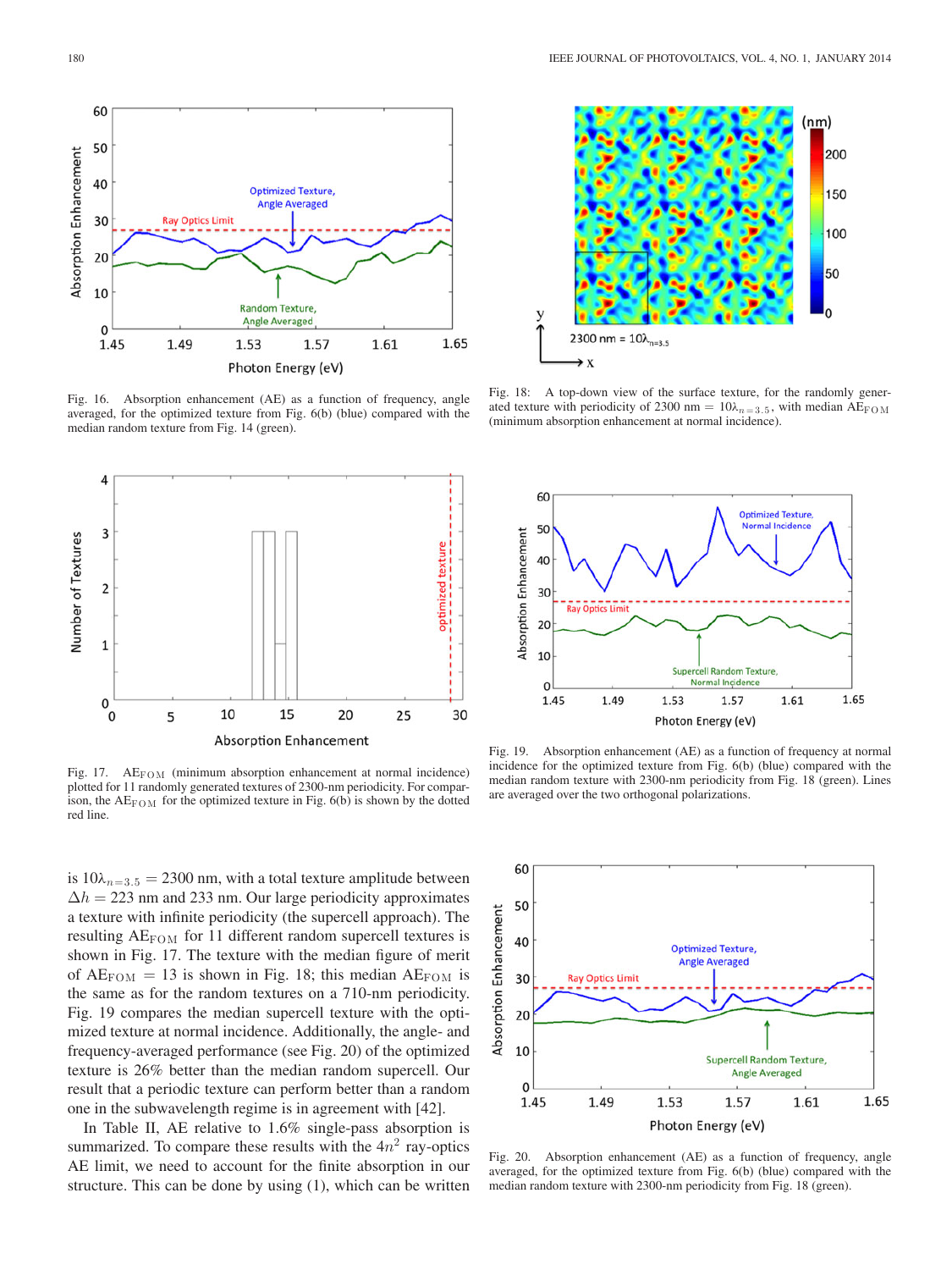Fig. 16. Absorption enhancement (AE) as a function of frequency, angle averaged, for the optimized texture from Fig. 6(b) (blue) compared with the median random texture from Fig. 14 (green).

Fig. 18: A top-down view of the surface texture, for the randomly generated texture with periodicity of 2300 nm = $10\lambda_{n=3.5}$, with median $\text{AE}_{\text{FOM}}$ (minimum absorption enhancement at normal incidence).

Fig. 17. $\text{AE}_{\text{FOM}}$ (minimum absorption enhancement at normal incidence) plotted for 11 randomly generated textures of 2300-nm periodicity. For comparison, the $\text{AE}_{\text{FOM}}$ for the optimized texture in Fig. 6(b) is shown by the dotted red line.

Fig. 19. Absorption enhancement (AE) as a function of frequency at normal incidence for the optimized texture from Fig. 6(b) (blue) compared with the median random texture with 2300-nm periodicity from Fig. 18 (green). Lines are averaged over the two orthogonal polarizations.

is $10\lambda_{n=3.5} = 2300$ nm, with a total texture amplitude between $\Delta h = 223$ nm and 233 nm. Our large periodicity approximates a texture with infinite periodicity (the supercell approach). The resulting $\text{AE}_{\text{FOM}}$ for 11 different random supercell textures is shown in Fig. 17. The texture with the median figure of merit of $\text{AE}_{\text{FOM}} = 13$ is shown in Fig. 18; this median $\text{AE}_{\text{FOM}}$ is the same as for the random textures on a 710-nm periodicity. Fig. 19 compares the median supercell texture with the optimized texture at normal incidence. Additionally, the angle- and frequency-averaged performance (see Fig. 20) of the optimized texture is 26% better than the median random supercell. Our result that a periodic texture can perform better than a random one in the subwavelength regime is in agreement with [42].

In Table II, AE relative to 1.6% single-pass absorption is summarized. To compare these results with the $4n^2$ ray-optics AE limit, we need to account for the finite absorption in our structure. This can be done by using (1), which can be written

Fig. 20. Absorption enhancement (AE) as a function of frequency, angle averaged, for the optimized texture from Fig. 6(b) (blue) compared with the median random texture with 2300-nm periodicity from Fig. 18 (green).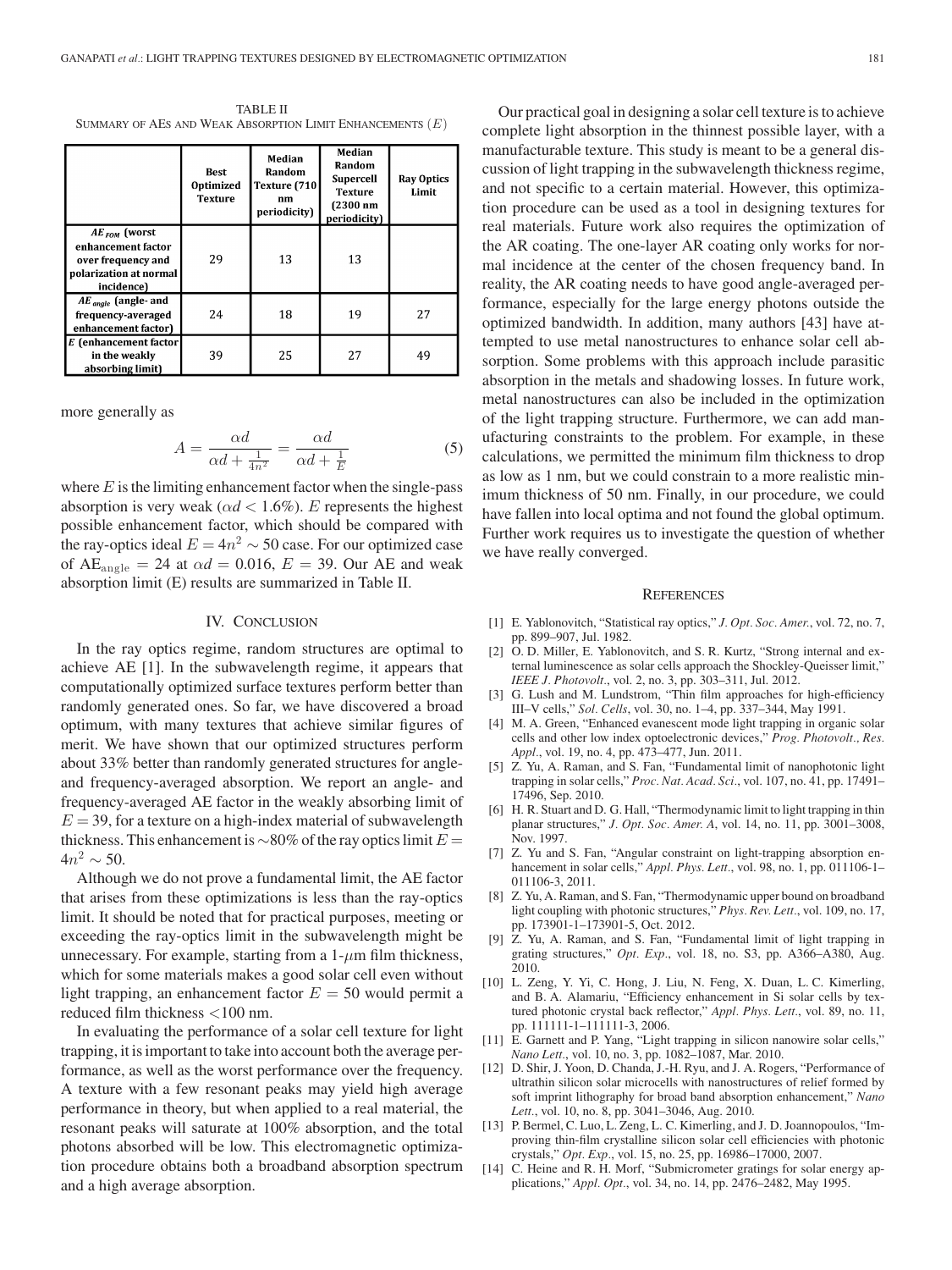TABLE II
SUMMARY OF AEs AND WEAK ABSORPTION LIMIT ENHANCEMENTS ($E$)

| | Best Optimized Texture | Median Random Texture (710 nm periodicity) | Median Random Supercell Texture (2300 nm periodicity) | Ray Optics Limit |
|---|---|---|---|---|
| $AE_{FOM}$ (worst enhancement factor over frequency and polarization at normal incidence) | 29 | 13 | 13 | |
| $AE_{angle}$ (angle- and frequency-averaged enhancement factor) | 24 | 18 | 19 | 27 |
| $E$ (enhancement factor in the weakly absorbing limit) | 39 | 25 | 27 | 49 |

more generally as

$$A = \frac{\alpha d}{\alpha d + \frac{1}{4n^2}} = \frac{\alpha d}{\alpha d + \frac{1}{E}} \tag{5}$$

where $E$ is the limiting enhancement factor when the single-pass absorption is very weak ($\alpha d < 1.6\%$). $E$ represents the highest possible enhancement factor, which should be compared with the ray-optics ideal $E = 4n^2 \sim 50$ case. For our optimized case of $\mathrm{AE}_{\mathrm{angle}} = 24$ at $\alpha d = 0.016$, $E = 39$. Our AE and weak absorption limit (E) results are summarized in Table II.

## IV. Conclusion

In the ray optics regime, random structures are optimal to achieve AE [1]. In the subwavelength regime, it appears that computationally optimized surface textures perform better than randomly generated ones. So far, we have discovered a broad optimum, with many textures that achieve similar figures of merit. We have shown that our optimized structures perform about 33% better than randomly generated structures for angle- and frequency-averaged absorption. We report an angle- and frequency-averaged AE factor in the weakly absorbing limit of $E = 39$, for a texture on a high-index material of subwavelength thickness. This enhancement is ~80% of the ray optics limit $E = 4n^2 \sim 50$.

Although we do not prove a fundamental limit, the AE factor that arises from these optimizations is less than the ray-optics limit. It should be noted that for practical purposes, meeting or exceeding the ray-optics limit in the subwavelength might be unnecessary. For example, starting from a 1-$\mu$m film thickness, which for some materials makes a good solar cell even without light trapping, an enhancement factor $E = 50$ would permit a reduced film thickness <100 nm.

In evaluating the performance of a solar cell texture for light trapping, it is important to take into account both the average performance, as well as the worst performance over the frequency. A texture with a few resonant peaks may yield high average performance in theory, but when applied to a real material, the resonant peaks will saturate at 100% absorption, and the total photons absorbed will be low. This electromagnetic optimization procedure obtains both a broadband absorption spectrum and a high average absorption.

Our practical goal in designing a solar cell texture is to achieve complete light absorption in the thinnest possible layer, with a manufacturable texture. This study is meant to be a general discussion of light trapping in the subwavelength thickness regime, and not specific to a certain material. However, this optimization procedure can be used as a tool in designing textures for real materials. Future work also requires the optimization of the AR coating. The one-layer AR coating only works for normal incidence at the center of the chosen frequency band. In reality, the AR coating needs to have good angle-averaged performance, especially for the large energy photons outside the optimized bandwidth. In addition, many authors [43] have attempted to use metal nanostructures to enhance solar cell absorption. Some problems with this approach include parasitic absorption in the metals and shadowing losses. In future work, metal nanostructures can also be included in the optimization of the light trapping structure. Furthermore, we can add manufacturing constraints to the problem. For example, in these calculations, we permitted the minimum film thickness to drop as low as 1 nm, but we could constrain to a more realistic minimum thickness of 50 nm. Finally, in our procedure, we could have fallen into local optima and not found the global optimum. Further work requires us to investigate the question of whether we have really converged.

## References

[1] E. Yablonovitch, "Statistical ray optics," *J. Opt. Soc. Amer.*, vol. 72, no. 7, pp. 899–907, Jul. 1982.

[2] O. D. Miller, E. Yablonovitch, and S. R. Kurtz, "Strong internal and external luminescence as solar cells approach the Shockley-Queisser limit," *IEEE J. Photovolt.*, vol. 2, no. 3, pp. 303–311, Jul. 2012.

[3] G. Lush and M. Lundstrom, "Thin film approaches for high-efficiency III–V cells," *Sol. Cells*, vol. 30, no. 1–4, pp. 337–344, May 1991.

[4] M. A. Green, "Enhanced evanescent mode light trapping in organic solar cells and other low index optoelectronic devices," *Prog. Photovolt., Res. Appl.*, vol. 19, no. 4, pp. 473–477, Jun. 2011.

[5] Z. Yu, A. Raman, and S. Fan, "Fundamental limit of nanophotonic light trapping in solar cells," *Proc. Nat. Acad. Sci.*, vol. 107, no. 41, pp. 17491–17496, Sep. 2010.

[6] H. R. Stuart and D. G. Hall, "Thermodynamic limit to light trapping in thin planar structures," *J. Opt. Soc. Amer. A*, vol. 14, no. 11, pp. 3001–3008, Nov. 1997.

[7] Z. Yu and S. Fan, "Angular constraint on light-trapping absorption enhancement in solar cells," *Appl. Phys. Lett.*, vol. 98, no. 1, pp. 011106-1–011106-3, 2011.

[8] Z. Yu, A. Raman, and S. Fan, "Thermodynamic upper bound on broadband light coupling with photonic structures," *Phys. Rev. Lett.*, vol. 109, no. 17, pp. 173901-1–173901-5, Oct. 2012.

[9] Z. Yu, A. Raman, and S. Fan, "Fundamental limit of light trapping in grating structures," *Opt. Exp.*, vol. 18, no. S3, pp. A366–A380, Aug. 2010.

[10] L. Zeng, Y. Yi, C. Hong, J. Liu, N. Feng, X. Duan, L. C. Kimerling, and B. A. Alamariu, "Efficiency enhancement in Si solar cells by textured photonic crystal back reflector," *Appl. Phys. Lett.*, vol. 89, no. 11, pp. 111111-1–111111-3, 2006.

[11] E. Garnett and P. Yang, "Light trapping in silicon nanowire solar cells," *Nano Lett.*, vol. 10, no. 3, pp. 1082–1087, Mar. 2010.

[12] D. Shir, J. Yoon, D. Chanda, J.-H. Ryu, and J. A. Rogers, "Performance of ultrathin silicon solar microcells with nanostructures of relief formed by soft imprint lithography for broad band absorption enhancement," *Nano Lett.*, vol. 10, no. 8, pp. 3041–3046, Aug. 2010.

[13] P. Bermel, C. Luo, L. Zeng, L. C. Kimerling, and J. D. Joannopoulos, "Improving thin-film crystalline silicon solar cell efficiencies with photonic crystals," *Opt. Exp.*, vol. 15, no. 25, pp. 16986–17000, 2007.

[14] C. Heine and R. H. Morf, "Submicrometer gratings for solar energy applications," *Appl. Opt.*, vol. 34, no. 14, pp. 2476–2482, May 1995.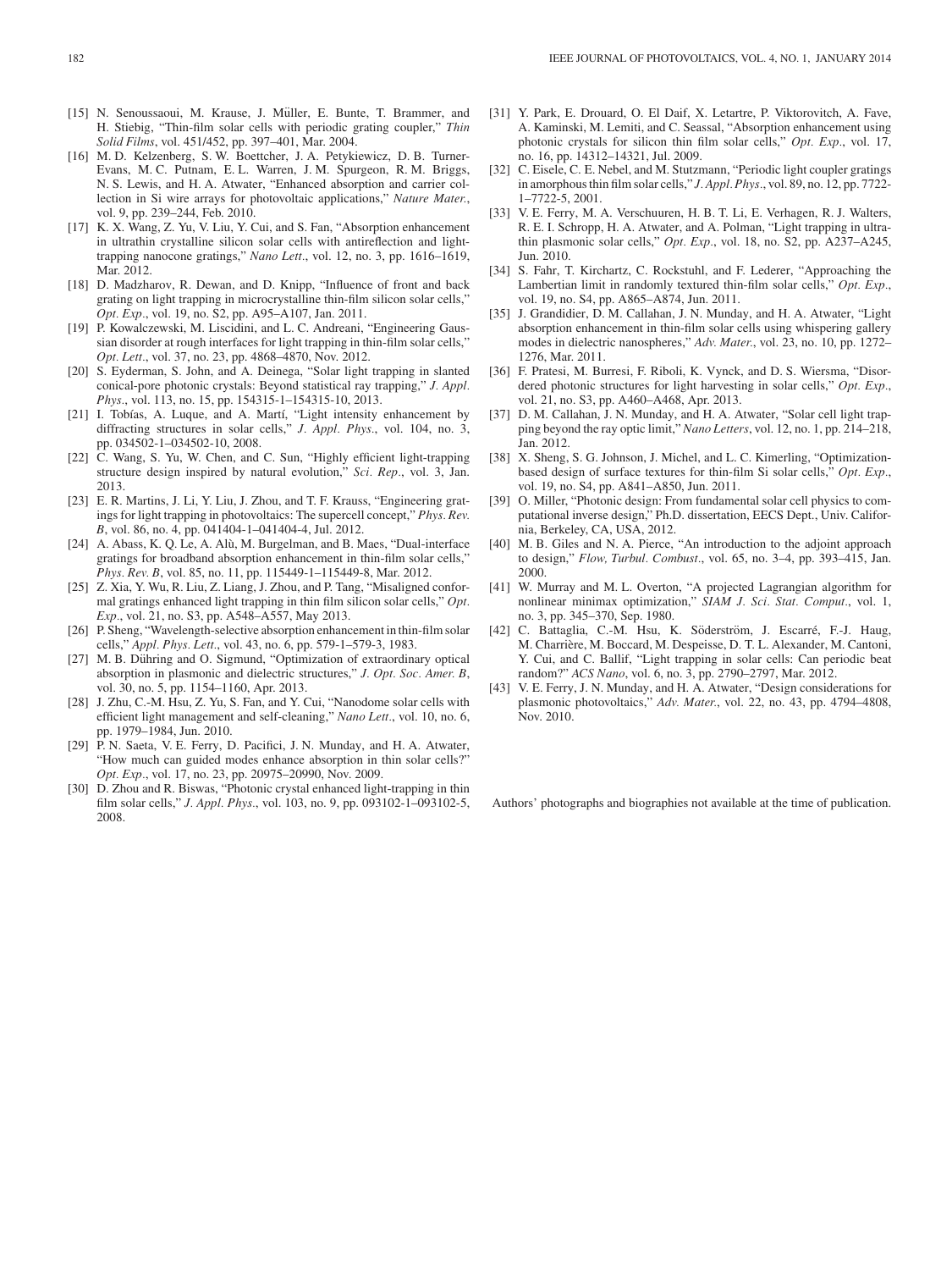[15] N. Senoussaoui, M. Krause, J. Müller, E. Bunte, T. Brammer, and H. Stiebig, "Thin-film solar cells with periodic grating coupler," *Thin Solid Films*, vol. 451/452, pp. 397–401, Mar. 2004.

[16] M. D. Kelzenberg, S. W. Boettcher, J. A. Petykiewicz, D. B. Turner-Evans, M. C. Putnam, E. L. Warren, J. M. Spurgeon, R. M. Briggs, N. S. Lewis, and H. A. Atwater, "Enhanced absorption and carrier collection in Si wire arrays for photovoltaic applications," *Nature Mater.*, vol. 9, pp. 239–244, Feb. 2010.

[17] K. X. Wang, Z. Yu, V. Liu, Y. Cui, and S. Fan, "Absorption enhancement in ultrathin crystalline silicon solar cells with antireflection and light-trapping nanocone gratings," *Nano Lett.*, vol. 12, no. 3, pp. 1616–1619, Mar. 2012.

[18] D. Madzharov, R. Dewan, and D. Knipp, "Influence of front and back grating on light trapping in microcrystalline thin-film silicon solar cells," *Opt. Exp.*, vol. 19, no. S2, pp. A95–A107, Jan. 2011.

[19] P. Kowalczewski, M. Liscidini, and L. C. Andreani, "Engineering Gaussian disorder at rough interfaces for light trapping in thin-film solar cells," *Opt. Lett.*, vol. 37, no. 23, pp. 4868–4870, Nov. 2012.

[20] S. Eyderman, S. John, and A. Deinega, "Solar light trapping in slanted conical-pore photonic crystals: Beyond statistical ray trapping," *J. Appl. Phys.*, vol. 113, no. 15, pp. 154315-1–154315-10, 2013.

[21] I. Tobías, A. Luque, and A. Martí, "Light intensity enhancement by diffracting structures in solar cells," *J. Appl. Phys.*, vol. 104, no. 3, pp. 034502-1–034502-10, 2008.

[22] C. Wang, S. Yu, W. Chen, and C. Sun, "Highly efficient light-trapping structure design inspired by natural evolution," *Sci. Rep.*, vol. 3, Jan. 2013.

[23] E. R. Martins, J. Li, Y. Liu, J. Zhou, and T. F. Krauss, "Engineering gratings for light trapping in photovoltaics: The supercell concept," *Phys. Rev. B*, vol. 86, no. 4, pp. 041404-1–041404-4, Jul. 2012.

[24] A. Abass, K. Q. Le, A. Alù, M. Burgelman, and B. Maes, "Dual-interface gratings for broadband absorption enhancement in thin-film solar cells," *Phys. Rev. B*, vol. 85, no. 11, pp. 115449-1–115449-8, Mar. 2012.

[25] Z. Xia, Y. Wu, R. Liu, Z. Liang, J. Zhou, and P. Tang, "Misaligned conformal gratings enhanced light trapping in thin film silicon solar cells," *Opt. Exp.*, vol. 21, no. S3, pp. A548–A557, May 2013.

[26] P. Sheng, "Wavelength-selective absorption enhancement in thin-film solar cells," *Appl. Phys. Lett.*, vol. 43, no. 6, pp. 579-1–579-3, 1983.

[27] M. B. Dühring and O. Sigmund, "Optimization of extraordinary optical absorption in plasmonic and dielectric structures," *J. Opt. Soc. Amer. B*, vol. 30, no. 5, pp. 1154–1160, Apr. 2013.

[28] J. Zhu, C.-M. Hsu, Z. Yu, S. Fan, and Y. Cui, "Nanodome solar cells with efficient light management and self-cleaning," *Nano Lett.*, vol. 10, no. 6, pp. 1979–1984, Jun. 2010.

[29] P. N. Saeta, V. E. Ferry, D. Pacifici, J. N. Munday, and H. A. Atwater, "How much can guided modes enhance absorption in thin solar cells?" *Opt. Exp.*, vol. 17, no. 23, pp. 20975–20990, Nov. 2009.

[30] D. Zhou and R. Biswas, "Photonic crystal enhanced light-trapping in thin film solar cells," *J. Appl. Phys.*, vol. 103, no. 9, pp. 093102-1–093102-5, 2008.

[31] Y. Park, E. Drouard, O. El Daif, X. Letartre, P. Viktorovitch, A. Fave, A. Kaminski, M. Lemiti, and C. Seassal, "Absorption enhancement using photonic crystals for silicon thin film solar cells," *Opt. Exp.*, vol. 17, no. 16, pp. 14312–14321, Jul. 2009.

[32] C. Eisele, C. E. Nebel, and M. Stutzmann, "Periodic light coupler gratings in amorphous thin film solar cells," *J. Appl. Phys.*, vol. 89, no. 12, pp. 7722-1–7722-5, 2001.

[33] V. E. Ferry, M. A. Verschuuren, H. B. T. Li, E. Verhagen, R. J. Walters, R. E. I. Schropp, H. A. Atwater, and A. Polman, "Light trapping in ultrathin plasmonic solar cells," *Opt. Exp.*, vol. 18, no. S2, pp. A237–A245, Jun. 2010.

[34] S. Fahr, T. Kirchartz, C. Rockstuhl, and F. Lederer, "Approaching the Lambertian limit in randomly textured thin-film solar cells," *Opt. Exp.*, vol. 19, no. S4, pp. A865–A874, Jun. 2011.

[35] J. Grandidier, D. M. Callahan, J. N. Munday, and H. A. Atwater, "Light absorption enhancement in thin-film solar cells using whispering gallery modes in dielectric nanospheres," *Adv. Mater.*, vol. 23, no. 10, pp. 1272–1276, Mar. 2011.

[36] F. Pratesi, M. Burresi, F. Riboli, K. Vynck, and D. S. Wiersma, "Disordered photonic structures for light harvesting in solar cells," *Opt. Exp.*, vol. 21, no. S3, pp. A460–A468, Apr. 2013.

[37] D. M. Callahan, J. N. Munday, and H. A. Atwater, "Solar cell light trapping beyond the ray optic limit," *Nano Letters*, vol. 12, no. 1, pp. 214–218, Jan. 2012.

[38] X. Sheng, S. G. Johnson, J. Michel, and L. C. Kimerling, "Optimization-based design of surface textures for thin-film Si solar cells," *Opt. Exp.*, vol. 19, no. S4, pp. A841–A850, Jun. 2011.

[39] O. Miller, "Photonic design: From fundamental solar cell physics to computational inverse design," Ph.D. dissertation, EECS Dept., Univ. California, Berkeley, CA, USA, 2012.

[40] M. B. Giles and N. A. Pierce, "An introduction to the adjoint approach to design," *Flow, Turbul. Combust.*, vol. 65, no. 3–4, pp. 393–415, Jan. 2000.

[41] W. Murray and M. L. Overton, "A projected Lagrangian algorithm for nonlinear minimax optimization," *SIAM J. Sci. Stat. Comput.*, vol. 1, no. 3, pp. 345–370, Sep. 1980.

[42] C. Battaglia, C.-M. Hsu, K. Söderström, J. Escarré, F.-J. Haug, M. Charrière, M. Boccard, M. Despeisse, D. T. L. Alexander, M. Cantoni, Y. Cui, and C. Ballif, "Light trapping in solar cells: Can periodic beat random?" *ACS Nano*, vol. 6, no. 3, pp. 2790–2797, Mar. 2012.

[43] V. E. Ferry, J. N. Munday, and H. A. Atwater, "Design considerations for plasmonic photovoltaics," *Adv. Mater.*, vol. 22, no. 43, pp. 4794–4808, Nov. 2010.

Authors' photographs and biographies not available at the time of publication.